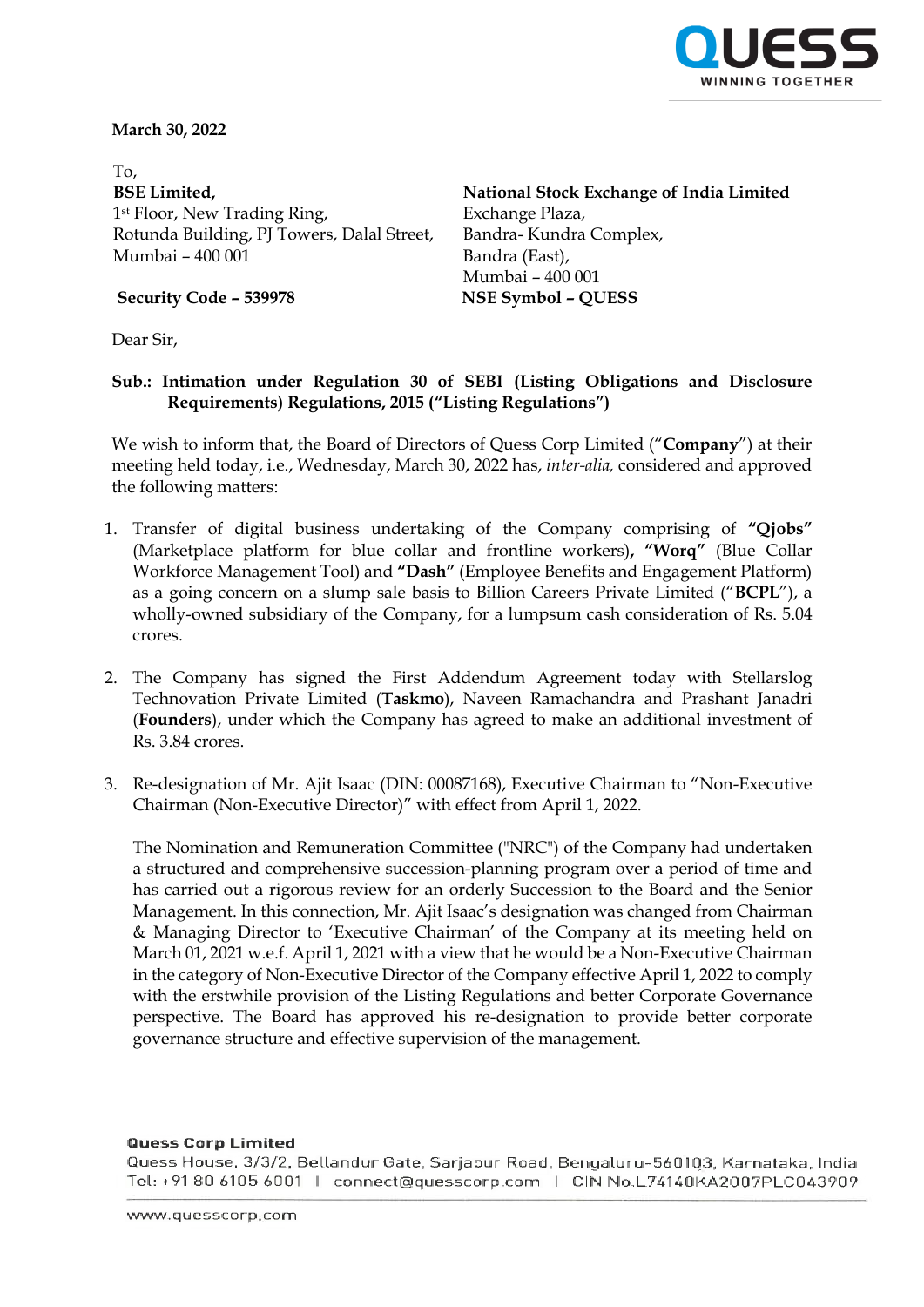**March 30, 2022**

To,

**BSE Limited,**
1st Floor, New Trading Ring,
Rotunda Building, PJ Towers, Dalal Street,
Mumbai – 400 001

**Security Code – 539978**

**National Stock Exchange of India Limited**
Exchange Plaza,
Bandra- Kundra Complex,
Bandra (East),
Mumbai – 400 001

**NSE Symbol – QUESS**

Dear Sir,

**Sub.: Intimation under Regulation 30 of SEBI (Listing Obligations and Disclosure Requirements) Regulations, 2015 ("Listing Regulations")**

We wish to inform that, the Board of Directors of Quess Corp Limited ("**Company**") at their meeting held today, i.e., Wednesday, March 30, 2022 has, *inter-alia,* considered and approved the following matters:

1. Transfer of digital business undertaking of the Company comprising of **"Qjobs"** (Marketplace platform for blue collar and frontline workers)**, "Worq"** (Blue Collar Workforce Management Tool) and **"Dash"** (Employee Benefits and Engagement Platform) as a going concern on a slump sale basis to Billion Careers Private Limited ("**BCPL**"), a wholly-owned subsidiary of the Company, for a lumpsum cash consideration of Rs. 5.04 crores.

2. The Company has signed the First Addendum Agreement today with Stellarslog Technovation Private Limited (**Taskmo**), Naveen Ramachandra and Prashant Janadri (**Founders**), under which the Company has agreed to make an additional investment of Rs. 3.84 crores.

3. Re-designation of Mr. Ajit Isaac (DIN: 00087168), Executive Chairman to "Non-Executive Chairman (Non-Executive Director)" with effect from April 1, 2022.

   The Nomination and Remuneration Committee ("NRC") of the Company had undertaken a structured and comprehensive succession-planning program over a period of time and has carried out a rigorous review for an orderly Succession to the Board and the Senior Management. In this connection, Mr. Ajit Isaac's designation was changed from Chairman & Managing Director to 'Executive Chairman' of the Company at its meeting held on March 01, 2021 w.e.f. April 1, 2021 with a view that he would be a Non-Executive Chairman in the category of Non-Executive Director of the Company effective April 1, 2022 to comply with the erstwhile provision of the Listing Regulations and better Corporate Governance perspective. The Board has approved his re-designation to provide better corporate governance structure and effective supervision of the management.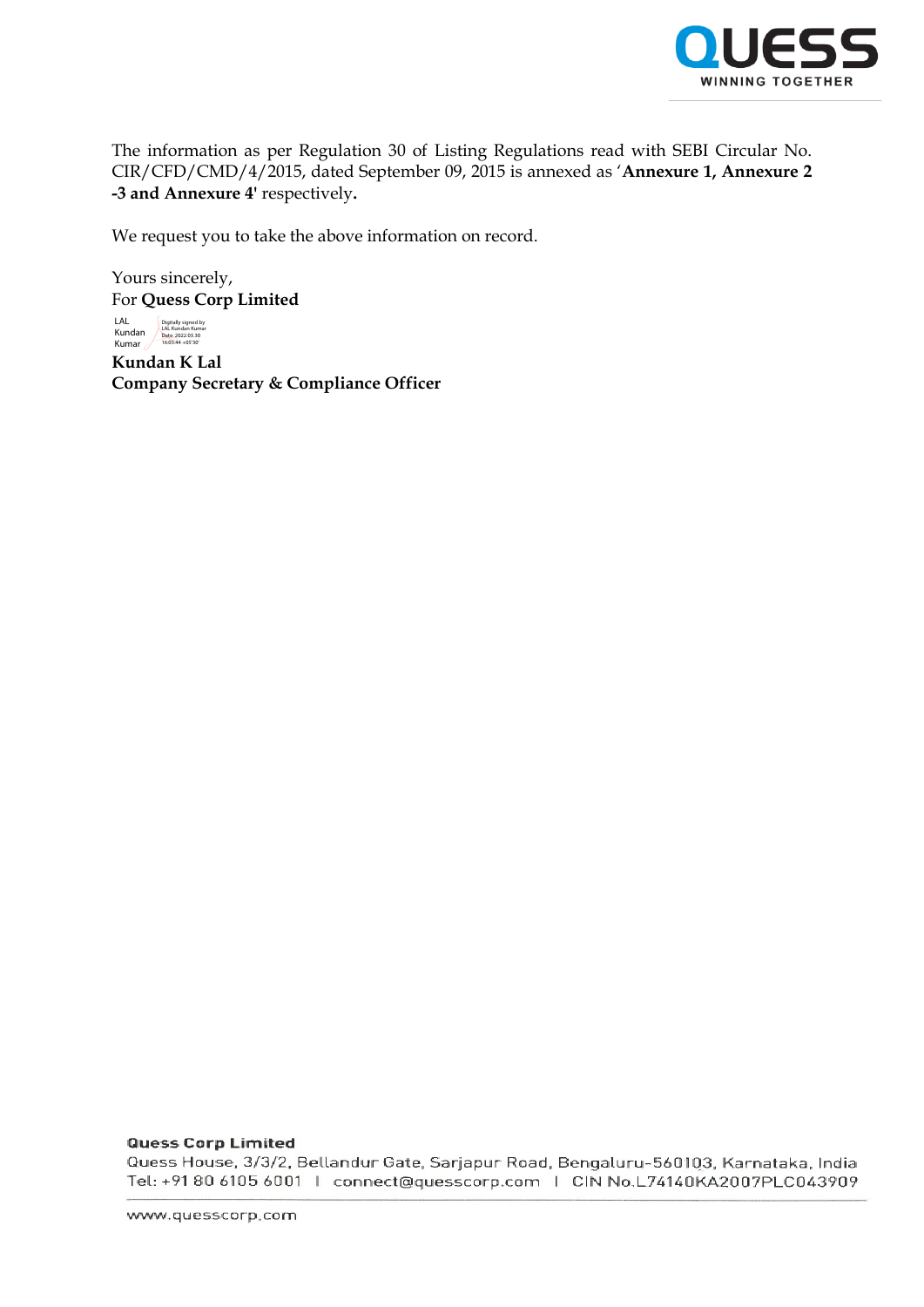The information as per Regulation 30 of Listing Regulations read with SEBI Circular No. CIR/CFD/CMD/4/2015, dated September 09, 2015 is annexed as '**Annexure 1, Annexure 2 -3 and Annexure 4'** respectively**.**

We request you to take the above information on record.

Yours sincerely,
For **Quess Corp Limited**

LAL Kundan Kumar
Digitally signed by LAL Kundan Kumar
Date: 2022.03.30 16:05:44 +05'30'

**Kundan K Lal**
**Company Secretary & Compliance Officer**

**Quess Corp Limited**
Quess House, 3/3/2, Bellandur Gate, Sarjapur Road, Bengaluru-560103, Karnataka, India
Tel: +91 80 6105 6001 | connect@quesscorp.com | CIN No.L74140KA2007PLC043909

www.quesscorp.com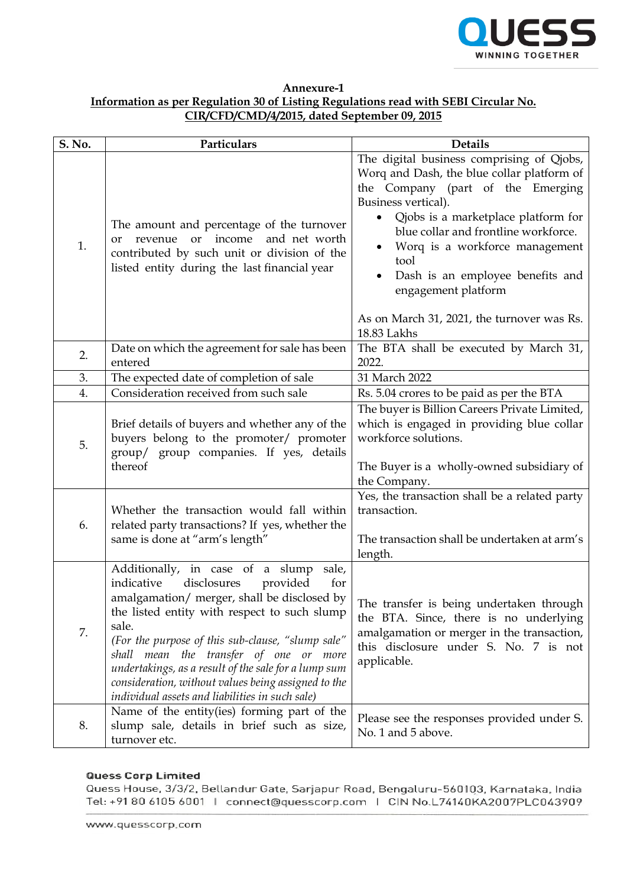**Annexure-1**

**Information as per Regulation 30 of Listing Regulations read with SEBI Circular No. CIR/CFD/CMD/4/2015, dated September 09, 2015**

| S. No. | Particulars | Details |
|---|---|---|
| 1. | The amount and percentage of the turnover or revenue or income and net worth contributed by such unit or division of the listed entity during the last financial year | The digital business comprising of Qjobs, Worq and Dash, the blue collar platform of the Company (part of the Emerging Business vertical).<br>• Qjobs is a marketplace platform for blue collar and frontline workforce.<br>• Worq is a workforce management tool<br>• Dash is an employee benefits and engagement platform<br><br>As on March 31, 2021, the turnover was Rs. 18.83 Lakhs |
| 2. | Date on which the agreement for sale has been entered | The BTA shall be executed by March 31, 2022. |
| 3. | The expected date of completion of sale | 31 March 2022 |
| 4. | Consideration received from such sale | Rs. 5.04 crores to be paid as per the BTA |
| 5. | Brief details of buyers and whether any of the buyers belong to the promoter/ promoter group/ group companies. If yes, details thereof | The buyer is Billion Careers Private Limited, which is engaged in providing blue collar workforce solutions.<br><br>The Buyer is a wholly-owned subsidiary of the Company. |
| 6. | Whether the transaction would fall within related party transactions? If yes, whether the same is done at "arm's length" | Yes, the transaction shall be a related party transaction.<br><br>The transaction shall be undertaken at arm's length. |
| 7. | Additionally, in case of a slump sale, indicative disclosures provided for amalgamation/ merger, shall be disclosed by the listed entity with respect to such slump sale.<br>*(For the purpose of this sub-clause, "slump sale" shall mean the transfer of one or more undertakings, as a result of the sale for a lump sum consideration, without values being assigned to the individual assets and liabilities in such sale)* | The transfer is being undertaken through the BTA. Since, there is no underlying amalgamation or merger in the transaction, this disclosure under S. No. 7 is not applicable. |
| 8. | Name of the entity(ies) forming part of the slump sale, details in brief such as size, turnover etc. | Please see the responses provided under S. No. 1 and 5 above. |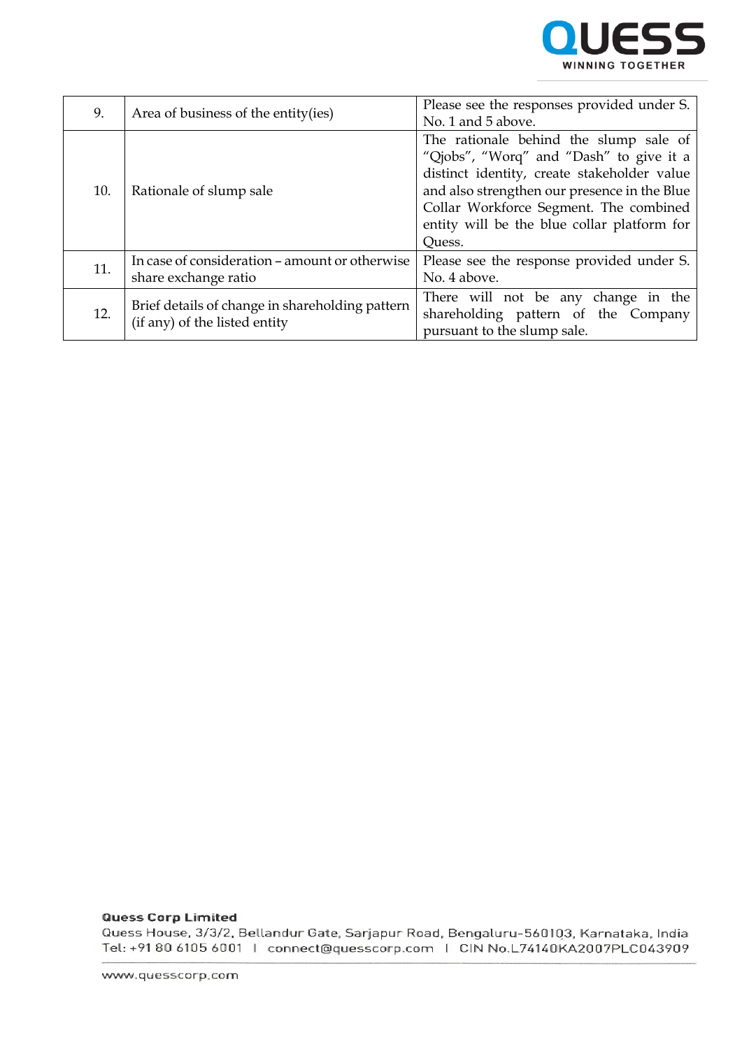| 9. | Area of business of the entity(ies) | Please see the responses provided under S. No. 1 and 5 above. |
|---|---|---|
| 10. | Rationale of slump sale | The rationale behind the slump sale of "Qjobs", "Worq" and "Dash" to give it a distinct identity, create stakeholder value and also strengthen our presence in the Blue Collar Workforce Segment. The combined entity will be the blue collar platform for Quess. |
| 11. | In case of consideration – amount or otherwise share exchange ratio | Please see the response provided under S. No. 4 above. |
| 12. | Brief details of change in shareholding pattern (if any) of the listed entity | There will not be any change in the shareholding pattern of the Company pursuant to the slump sale. |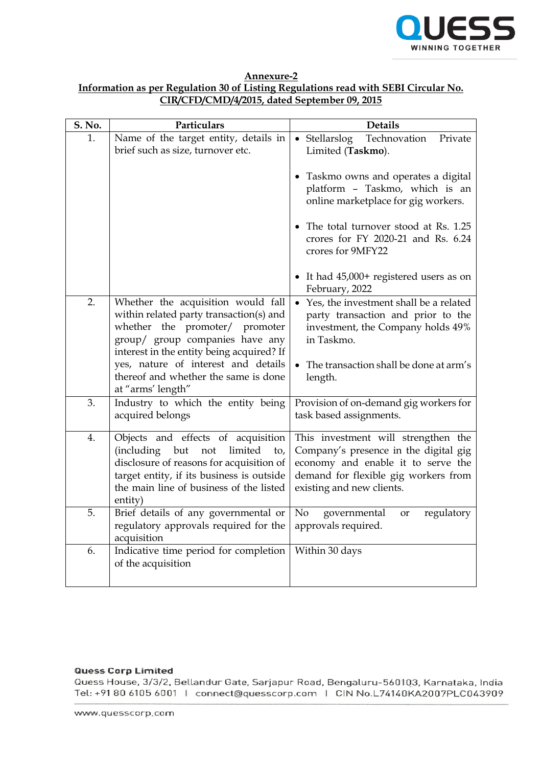## Annexure-2

## Information as per Regulation 30 of Listing Regulations read with SEBI Circular No. CIR/CFD/CMD/4/2015, dated September 09, 2015

| S. No. | Particulars | Details |
|---|---|---|
| 1. | Name of the target entity, details in brief such as size, turnover etc. | • Stellarslog Technovation Private Limited (**Taskmo**).<br><br>• Taskmo owns and operates a digital platform – Taskmo, which is an online marketplace for gig workers.<br><br>• The total turnover stood at Rs. 1.25 crores for FY 2020-21 and Rs. 6.24 crores for 9MFY22<br><br>• It had 45,000+ registered users as on February, 2022 |
| 2. | Whether the acquisition would fall within related party transaction(s) and whether the promoter/ promoter group/ group companies have any interest in the entity being acquired? If yes, nature of interest and details thereof and whether the same is done at "arms' length" | • Yes, the investment shall be a related party transaction and prior to the investment, the Company holds 49% in Taskmo.<br><br>• The transaction shall be done at arm's length. |
| 3. | Industry to which the entity being acquired belongs | Provision of on-demand gig workers for task based assignments. |
| 4. | Objects and effects of acquisition (including but not limited to, disclosure of reasons for acquisition of target entity, if its business is outside the main line of business of the listed entity) | This investment will strengthen the Company's presence in the digital gig economy and enable it to serve the demand for flexible gig workers from existing and new clients. |
| 5. | Brief details of any governmental or regulatory approvals required for the acquisition | No governmental or regulatory approvals required. |
| 6. | Indicative time period for completion of the acquisition | Within 30 days |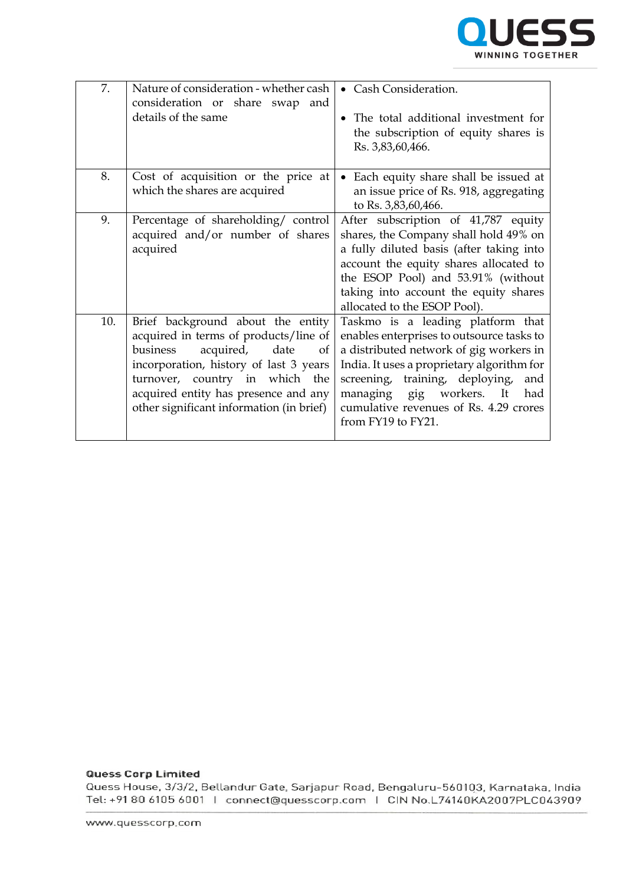| 7. | Nature of consideration - whether cash consideration or share swap and details of the same | • Cash Consideration.<br><br>• The total additional investment for the subscription of equity shares is Rs. 3,83,60,466. |
|---|---|---|
| 8. | Cost of acquisition or the price at which the shares are acquired | • Each equity share shall be issued at an issue price of Rs. 918, aggregating to Rs. 3,83,60,466. |
| 9. | Percentage of shareholding/ control acquired and/or number of shares acquired | After subscription of 41,787 equity shares, the Company shall hold 49% on a fully diluted basis (after taking into account the equity shares allocated to the ESOP Pool) and 53.91% (without taking into account the equity shares allocated to the ESOP Pool). |
| 10. | Brief background about the entity acquired in terms of products/line of business acquired, date of incorporation, history of last 3 years turnover, country in which the acquired entity has presence and any other significant information (in brief) | Taskmo is a leading platform that enables enterprises to outsource tasks to a distributed network of gig workers in India. It uses a proprietary algorithm for screening, training, deploying, and managing gig workers. It had cumulative revenues of Rs. 4.29 crores from FY19 to FY21. |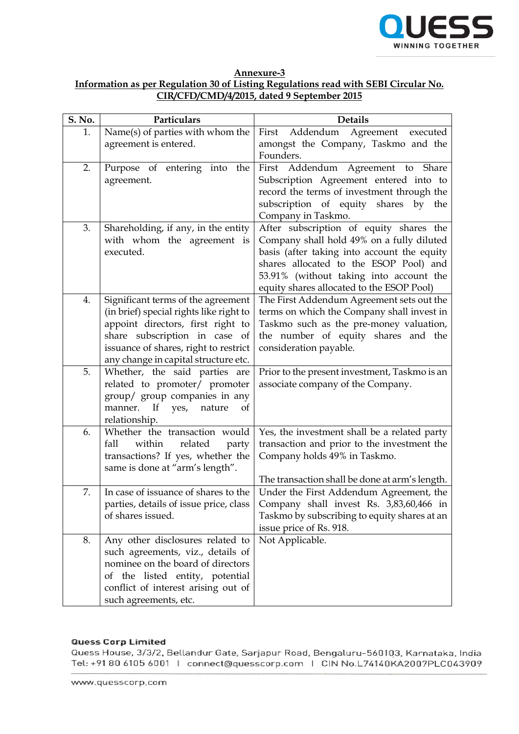**Annexure-3**

**Information as per Regulation 30 of Listing Regulations read with SEBI Circular No. CIR/CFD/CMD/4/2015, dated 9 September 2015**

| S. No. | Particulars | Details |
|---|---|---|
| 1. | Name(s) of parties with whom the agreement is entered. | First Addendum Agreement executed amongst the Company, Taskmo and the Founders. |
| 2. | Purpose of entering into the agreement. | First Addendum Agreement to Share Subscription Agreement entered into to record the terms of investment through the subscription of equity shares by the Company in Taskmo. |
| 3. | Shareholding, if any, in the entity with whom the agreement is executed. | After subscription of equity shares the Company shall hold 49% on a fully diluted basis (after taking into account the equity shares allocated to the ESOP Pool) and 53.91% (without taking into account the equity shares allocated to the ESOP Pool) |
| 4. | Significant terms of the agreement (in brief) special rights like right to appoint directors, first right to share subscription in case of issuance of shares, right to restrict any change in capital structure etc. | The First Addendum Agreement sets out the terms on which the Company shall invest in Taskmo such as the pre-money valuation, the number of equity shares and the consideration payable. |
| 5. | Whether, the said parties are related to promoter/ promoter group/ group companies in any manner. If yes, nature of relationship. | Prior to the present investment, Taskmo is an associate company of the Company. |
| 6. | Whether the transaction would fall within related party transactions? If yes, whether the same is done at "arm's length". | Yes, the investment shall be a related party transaction and prior to the investment the Company holds 49% in Taskmo.<br><br>The transaction shall be done at arm's length. |
| 7. | In case of issuance of shares to the parties, details of issue price, class of shares issued. | Under the First Addendum Agreement, the Company shall invest Rs. 3,83,60,466 in Taskmo by subscribing to equity shares at an issue price of Rs. 918. |
| 8. | Any other disclosures related to such agreements, viz., details of nominee on the board of directors of the listed entity, potential conflict of interest arising out of such agreements, etc. | Not Applicable. |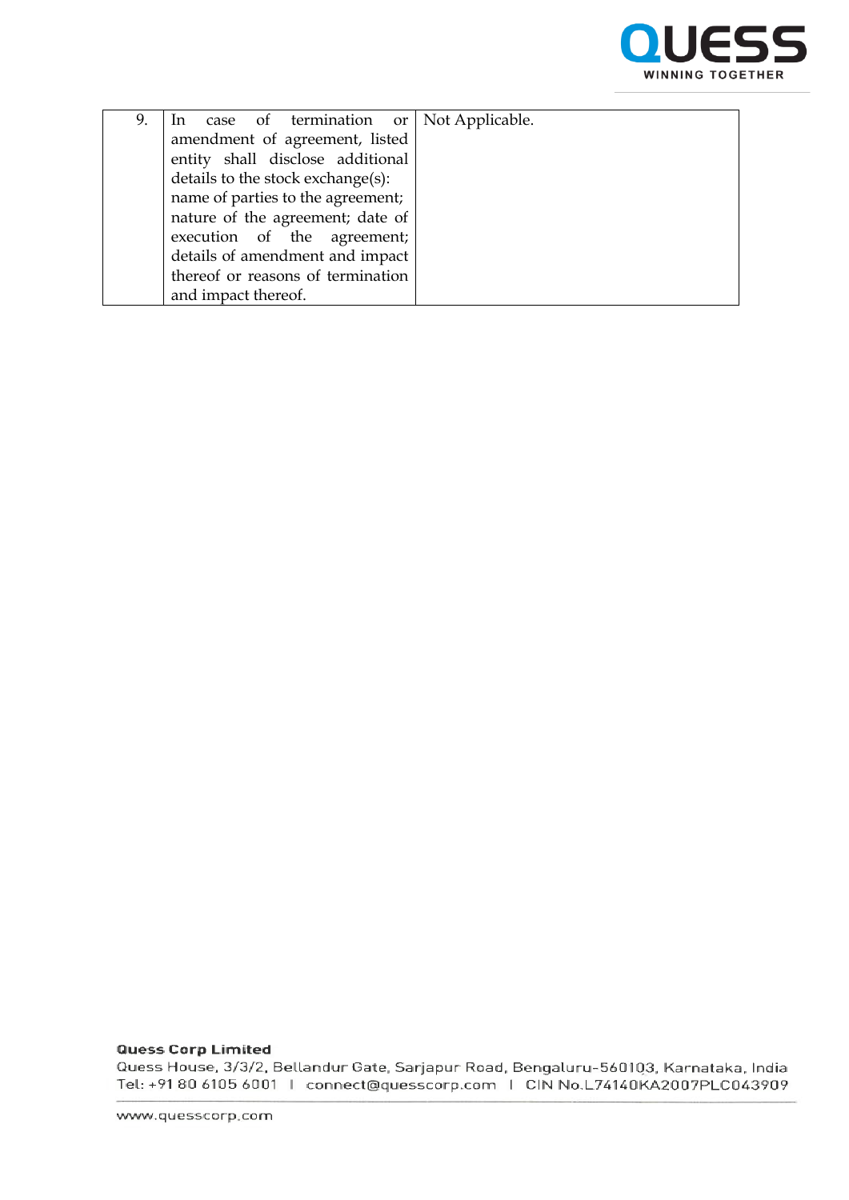| 9. | In case of termination or amendment of agreement, listed entity shall disclose additional details to the stock exchange(s): name of parties to the agreement; nature of the agreement; date of execution of the agreement; details of amendment and impact thereof or reasons of termination and impact thereof. | Not Applicable. |
|---|---|---|

**Quess Corp Limited**
Quess House, 3/3/2, Bellandur Gate, Sarjapur Road, Bengaluru-560103, Karnataka, India
Tel: +91 80 6105 6001 | connect@quesscorp.com | CIN No.L74140KA2007PLC043909

www.quesscorp.com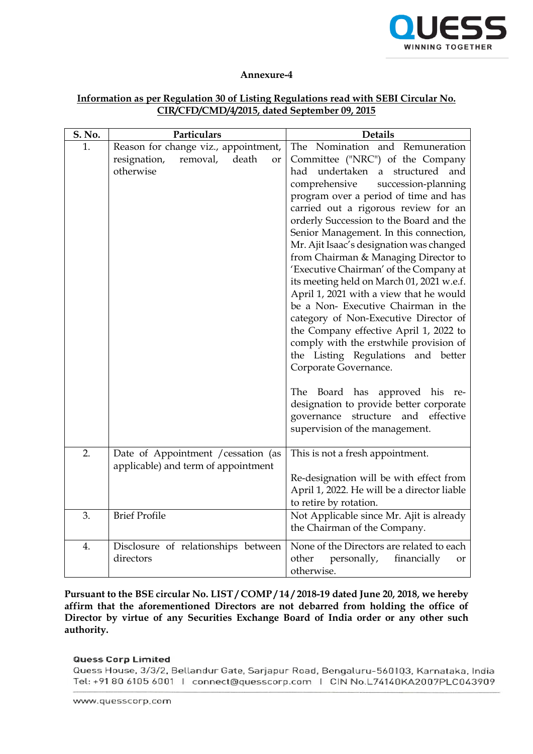**Annexure-4**

**Information as per Regulation 30 of Listing Regulations read with SEBI Circular No. CIR/CFD/CMD/4/2015, dated September 09, 2015**

| S. No. | Particulars | Details |
|---|---|---|
| 1. | Reason for change viz., appointment, resignation, removal, death or otherwise | The Nomination and Remuneration Committee ("NRC") of the Company had undertaken a structured and comprehensive succession-planning program over a period of time and has carried out a rigorous review for an orderly Succession to the Board and the Senior Management. In this connection, Mr. Ajit Isaac's designation was changed from Chairman & Managing Director to 'Executive Chairman' of the Company at its meeting held on March 01, 2021 w.e.f. April 1, 2021 with a view that he would be a Non- Executive Chairman in the category of Non-Executive Director of the Company effective April 1, 2022 to comply with the erstwhile provision of the Listing Regulations and better Corporate Governance.<br><br>The Board has approved his re-designation to provide better corporate governance structure and effective supervision of the management. |
| 2. | Date of Appointment /cessation (as applicable) and term of appointment | This is not a fresh appointment.<br><br>Re-designation will be with effect from April 1, 2022. He will be a director liable to retire by rotation. |
| 3. | Brief Profile | Not Applicable since Mr. Ajit is already the Chairman of the Company. |
| 4. | Disclosure of relationships between directors | None of the Directors are related to each other personally, financially or otherwise. |

**Pursuant to the BSE circular No. LIST / COMP / 14 / 2018-19 dated June 20, 2018, we hereby affirm that the aforementioned Directors are not debarred from holding the office of Director by virtue of any Securities Exchange Board of India order or any other such authority.**